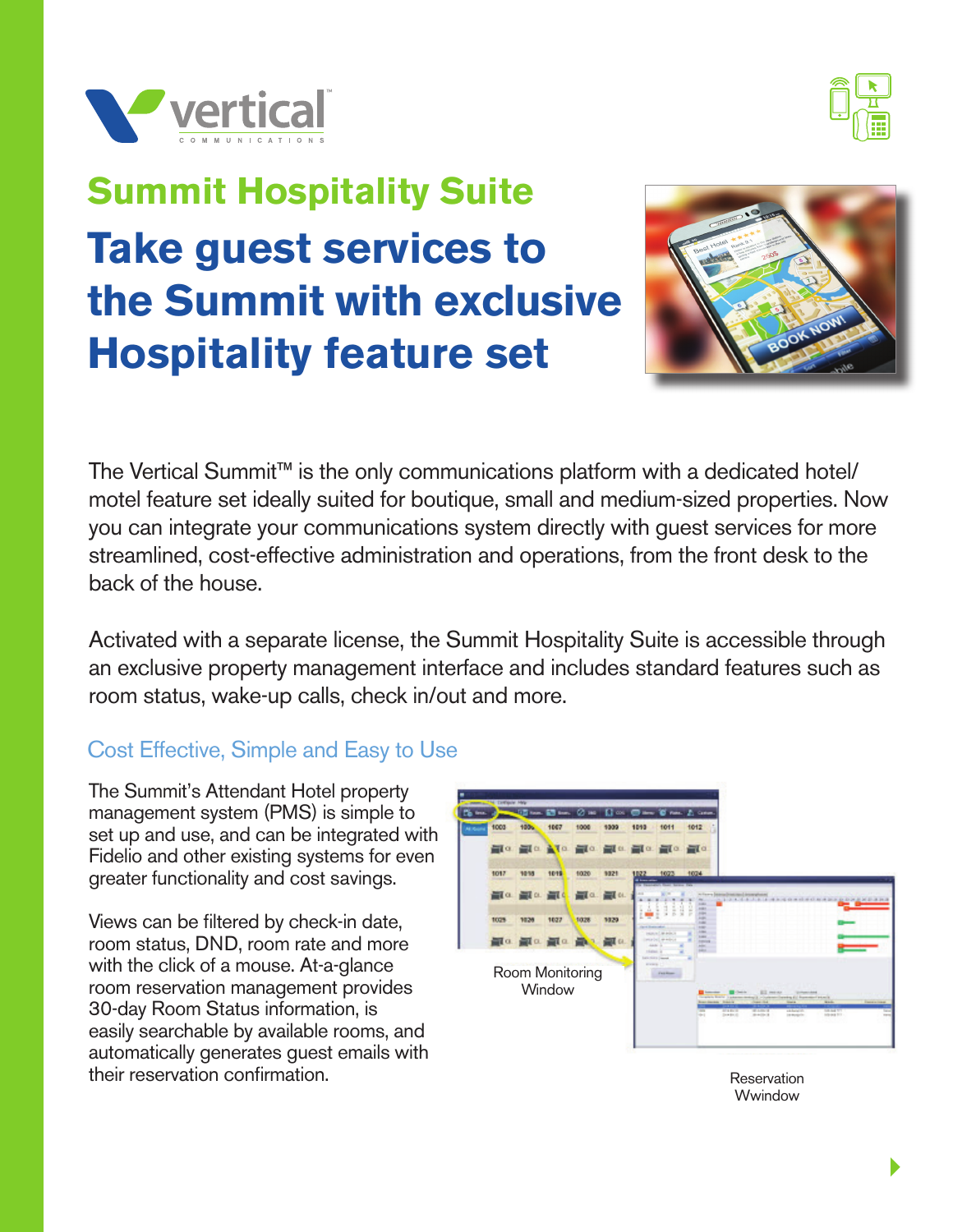# Summit Hospitality Suite

## Take guest services to the Summit with exclusive Hospitality feature set

The Vertical Summit™ is the only communications platform with a dedicated hotel/motel feature set ideally suited for boutique, small and medium-sized properties. Now you can integrate your communications system directly with guest services for more streamlined, cost-effective administration and operations, from the front desk to the back of the house.

Activated with a separate license, the Summit Hospitality Suite is accessible through an exclusive property management interface and includes standard features such as room status, wake-up calls, check in/out and more.

### Cost Effective, Simple and Easy to Use

The Summit's Attendant Hotel property management system (PMS) is simple to set up and use, and can be integrated with Fidelio and other existing systems for even greater functionality and cost savings.

Views can be filtered by check-in date, room status, DND, room rate and more with the click of a mouse. At-a-glance room reservation management provides 30-day Room Status information, is easily searchable by available rooms, and automatically generates guest emails with their reservation confirmation.

Room Monitoring Window

Reservation Wwindow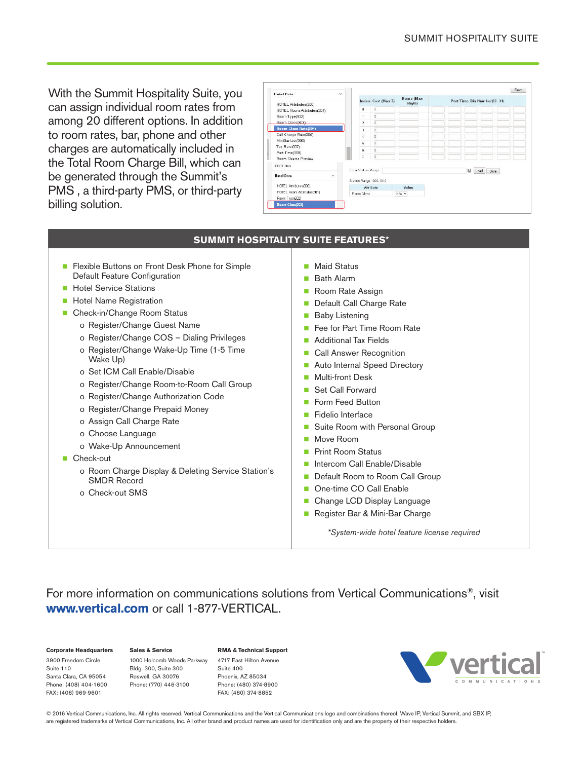With the Summit Hospitality Suite, you can assign individual room rates from among 20 different options. In addition to room rates, bar, phone and other charges are automatically included in the Total Room Charge Bill, which can be generated through the Summit's PMS , a third-party PMS, or third-party billing solution.

## SUMMIT HOSPITALITY SUITE FEATURES*

- Flexible Buttons on Front Desk Phone for Simple Default Feature Configuration
- Hotel Service Stations
- Hotel Name Registration
- Check-in/Change Room Status
  - Register/Change Guest Name
  - Register/Change COS – Dialing Privileges
  - Register/Change Wake-Up Time (1-5 Time Wake Up)
  - Set ICM Call Enable/Disable
  - Register/Change Room-to-Room Call Group
  - Register/Change Authorization Code
  - Register/Change Prepaid Money
  - Assign Call Charge Rate
  - Choose Language
  - Wake-Up Announcement
- Check-out
  - Room Charge Display & Deleting Service Station's SMDR Record
  - Check-out SMS
- Maid Status
- Bath Alarm
- Room Rate Assign
- Default Call Charge Rate
- Baby Listening
- Fee for Part Time Room Rate
- Additional Tax Fields
- Call Answer Recognition
- Auto Internal Speed Directory
- Multi-front Desk
- Set Call Forward
- Form Feed Button
- Fidelio Interface
- Suite Room with Personal Group
- Move Room
- Print Room Status
- Intercom Call Enable/Disable
- Default Room to Room Call Group
- One-time CO Call Enable
- Change LCD Display Language
- Register Bar & Mini-Bar Charge

*\*System-wide hotel feature license required*

For more information on communications solutions from Vertical Communications®, visit **www.vertical.com** or call 1-877-VERTICAL.

**Corporate Headquarters**
3900 Freedom Circle
Suite 110
Santa Clara, CA 95054
Phone: (408) 404-1600
FAX: (408) 969-9601

**Sales & Service**
1000 Holcomb Woods Parkway
Bldg. 300, Suite 300
Roswell, GA 30076
Phone: (770) 446-3100

**RMA & Technical Support**
4717 East Hilton Avenue
Suite 400
Phoenix, AZ 85034
Phone: (480) 374-8900
FAX: (480) 374-8852

© 2016 Vertical Communications, Inc. All rights reserved. Vertical Communications and the Vertical Communications logo and combinations thereof, Wave IP, Vertical Summit, and SBX IP, are registered trademarks of Vertical Communications, Inc. All other brand and product names are used for identification only and are the property of their respective holders.